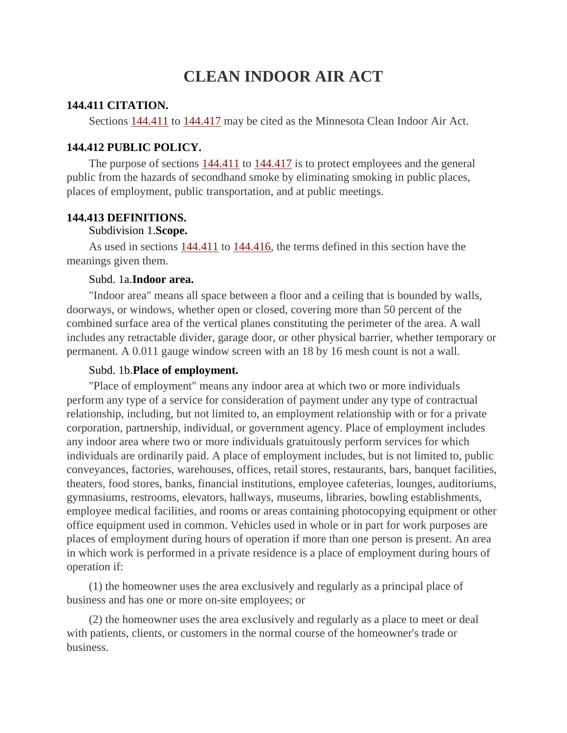# CLEAN INDOOR AIR ACT

### 144.411 CITATION.

Sections 144.411 to 144.417 may be cited as the Minnesota Clean Indoor Air Act.

### 144.412 PUBLIC POLICY.

The purpose of sections 144.411 to 144.417 is to protect employees and the general public from the hazards of secondhand smoke by eliminating smoking in public places, places of employment, public transportation, and at public meetings.

### 144.413 DEFINITIONS.

Subdivision 1.**Scope.**

As used in sections 144.411 to 144.416, the terms defined in this section have the meanings given them.

Subd. 1a.**Indoor area.**

"Indoor area" means all space between a floor and a ceiling that is bounded by walls, doorways, or windows, whether open or closed, covering more than 50 percent of the combined surface area of the vertical planes constituting the perimeter of the area. A wall includes any retractable divider, garage door, or other physical barrier, whether temporary or permanent. A 0.011 gauge window screen with an 18 by 16 mesh count is not a wall.

Subd. 1b.**Place of employment.**

"Place of employment" means any indoor area at which two or more individuals perform any type of a service for consideration of payment under any type of contractual relationship, including, but not limited to, an employment relationship with or for a private corporation, partnership, individual, or government agency. Place of employment includes any indoor area where two or more individuals gratuitously perform services for which individuals are ordinarily paid. A place of employment includes, but is not limited to, public conveyances, factories, warehouses, offices, retail stores, restaurants, bars, banquet facilities, theaters, food stores, banks, financial institutions, employee cafeterias, lounges, auditoriums, gymnasiums, restrooms, elevators, hallways, museums, libraries, bowling establishments, employee medical facilities, and rooms or areas containing photocopying equipment or other office equipment used in common. Vehicles used in whole or in part for work purposes are places of employment during hours of operation if more than one person is present. An area in which work is performed in a private residence is a place of employment during hours of operation if:

(1) the homeowner uses the area exclusively and regularly as a principal place of business and has one or more on-site employees; or

(2) the homeowner uses the area exclusively and regularly as a place to meet or deal with patients, clients, or customers in the normal course of the homeowner's trade or business.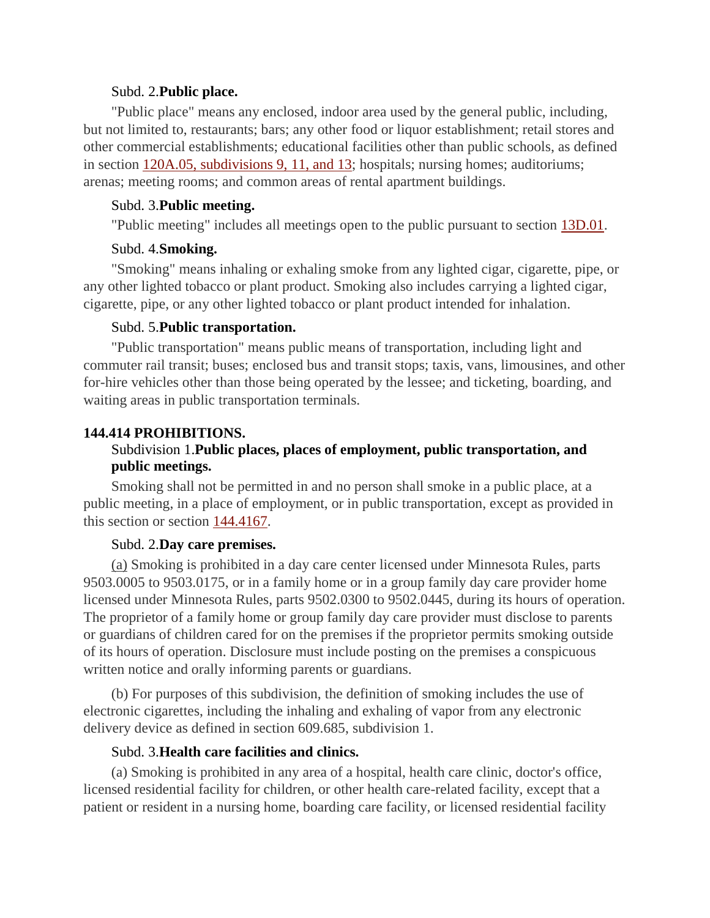Subd. 2.**Public place.**

"Public place" means any enclosed, indoor area used by the general public, including, but not limited to, restaurants; bars; any other food or liquor establishment; retail stores and other commercial establishments; educational facilities other than public schools, as defined in section 120A.05, subdivisions 9, 11, and 13; hospitals; nursing homes; auditoriums; arenas; meeting rooms; and common areas of rental apartment buildings.

Subd. 3.**Public meeting.**

"Public meeting" includes all meetings open to the public pursuant to section 13D.01.

Subd. 4.**Smoking.**

"Smoking" means inhaling or exhaling smoke from any lighted cigar, cigarette, pipe, or any other lighted tobacco or plant product. Smoking also includes carrying a lighted cigar, cigarette, pipe, or any other lighted tobacco or plant product intended for inhalation.

Subd. 5.**Public transportation.**

"Public transportation" means public means of transportation, including light and commuter rail transit; buses; enclosed bus and transit stops; taxis, vans, limousines, and other for-hire vehicles other than those being operated by the lessee; and ticketing, boarding, and waiting areas in public transportation terminals.

**144.414 PROHIBITIONS.**

Subdivision 1.**Public places, places of employment, public transportation, and public meetings.**

Smoking shall not be permitted in and no person shall smoke in a public place, at a public meeting, in a place of employment, or in public transportation, except as provided in this section or section 144.4167.

Subd. 2.**Day care premises.**

(a) Smoking is prohibited in a day care center licensed under Minnesota Rules, parts 9503.0005 to 9503.0175, or in a family home or in a group family day care provider home licensed under Minnesota Rules, parts 9502.0300 to 9502.0445, during its hours of operation. The proprietor of a family home or group family day care provider must disclose to parents or guardians of children cared for on the premises if the proprietor permits smoking outside of its hours of operation. Disclosure must include posting on the premises a conspicuous written notice and orally informing parents or guardians.

(b) For purposes of this subdivision, the definition of smoking includes the use of electronic cigarettes, including the inhaling and exhaling of vapor from any electronic delivery device as defined in section 609.685, subdivision 1.

Subd. 3.**Health care facilities and clinics.**

(a) Smoking is prohibited in any area of a hospital, health care clinic, doctor's office, licensed residential facility for children, or other health care-related facility, except that a patient or resident in a nursing home, boarding care facility, or licensed residential facility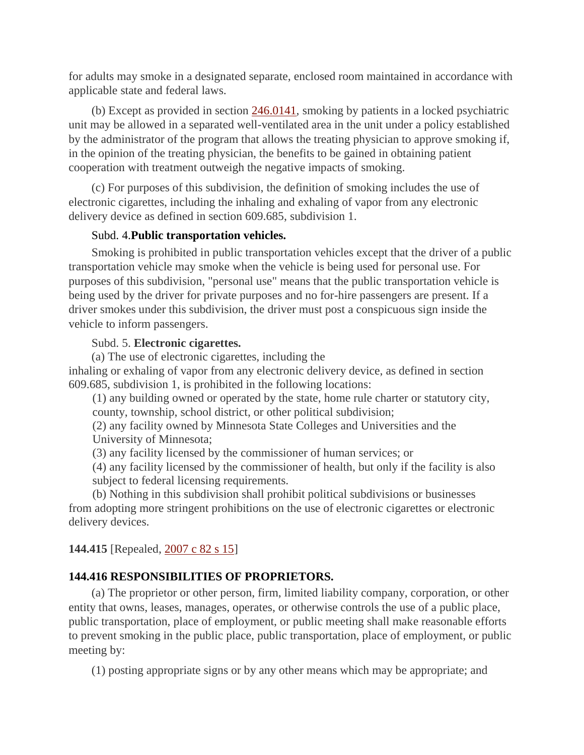for adults may smoke in a designated separate, enclosed room maintained in accordance with applicable state and federal laws.

(b) Except as provided in section 246.0141, smoking by patients in a locked psychiatric unit may be allowed in a separated well-ventilated area in the unit under a policy established by the administrator of the program that allows the treating physician to approve smoking if, in the opinion of the treating physician, the benefits to be gained in obtaining patient cooperation with treatment outweigh the negative impacts of smoking.

(c) For purposes of this subdivision, the definition of smoking includes the use of electronic cigarettes, including the inhaling and exhaling of vapor from any electronic delivery device as defined in section 609.685, subdivision 1.

Subd. 4.**Public transportation vehicles.**

Smoking is prohibited in public transportation vehicles except that the driver of a public transportation vehicle may smoke when the vehicle is being used for personal use. For purposes of this subdivision, "personal use" means that the public transportation vehicle is being used by the driver for private purposes and no for-hire passengers are present. If a driver smokes under this subdivision, the driver must post a conspicuous sign inside the vehicle to inform passengers.

Subd. 5. **Electronic cigarettes.**

(a) The use of electronic cigarettes, including the inhaling or exhaling of vapor from any electronic delivery device, as defined in section 609.685, subdivision 1, is prohibited in the following locations:

(1) any building owned or operated by the state, home rule charter or statutory city, county, township, school district, or other political subdivision;

(2) any facility owned by Minnesota State Colleges and Universities and the University of Minnesota;

(3) any facility licensed by the commissioner of human services; or

(4) any facility licensed by the commissioner of health, but only if the facility is also subject to federal licensing requirements.

(b) Nothing in this subdivision shall prohibit political subdivisions or businesses from adopting more stringent prohibitions on the use of electronic cigarettes or electronic delivery devices.

**144.415** [Repealed, 2007 c 82 s 15]

**144.416 RESPONSIBILITIES OF PROPRIETORS.**

(a) The proprietor or other person, firm, limited liability company, corporation, or other entity that owns, leases, manages, operates, or otherwise controls the use of a public place, public transportation, place of employment, or public meeting shall make reasonable efforts to prevent smoking in the public place, public transportation, place of employment, or public meeting by:

(1) posting appropriate signs or by any other means which may be appropriate; and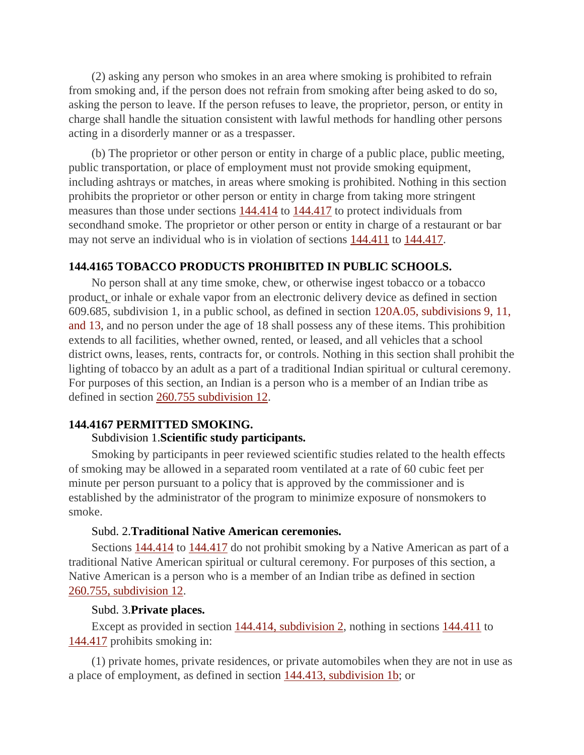(2) asking any person who smokes in an area where smoking is prohibited to refrain from smoking and, if the person does not refrain from smoking after being asked to do so, asking the person to leave. If the person refuses to leave, the proprietor, person, or entity in charge shall handle the situation consistent with lawful methods for handling other persons acting in a disorderly manner or as a trespasser.

(b) The proprietor or other person or entity in charge of a public place, public meeting, public transportation, or place of employment must not provide smoking equipment, including ashtrays or matches, in areas where smoking is prohibited. Nothing in this section prohibits the proprietor or other person or entity in charge from taking more stringent measures than those under sections 144.414 to 144.417 to protect individuals from secondhand smoke. The proprietor or other person or entity in charge of a restaurant or bar may not serve an individual who is in violation of sections 144.411 to 144.417.

**144.4165 TOBACCO PRODUCTS PROHIBITED IN PUBLIC SCHOOLS.**

No person shall at any time smoke, chew, or otherwise ingest tobacco or a tobacco product, or inhale or exhale vapor from an electronic delivery device as defined in section 609.685, subdivision 1, in a public school, as defined in section 120A.05, subdivisions 9, 11, and 13, and no person under the age of 18 shall possess any of these items. This prohibition extends to all facilities, whether owned, rented, or leased, and all vehicles that a school district owns, leases, rents, contracts for, or controls. Nothing in this section shall prohibit the lighting of tobacco by an adult as a part of a traditional Indian spiritual or cultural ceremony. For purposes of this section, an Indian is a person who is a member of an Indian tribe as defined in section 260.755 subdivision 12.

**144.4167 PERMITTED SMOKING.**

Subdivision 1.**Scientific study participants.**

Smoking by participants in peer reviewed scientific studies related to the health effects of smoking may be allowed in a separated room ventilated at a rate of 60 cubic feet per minute per person pursuant to a policy that is approved by the commissioner and is established by the administrator of the program to minimize exposure of nonsmokers to smoke.

Subd. 2.**Traditional Native American ceremonies.**

Sections 144.414 to 144.417 do not prohibit smoking by a Native American as part of a traditional Native American spiritual or cultural ceremony. For purposes of this section, a Native American is a person who is a member of an Indian tribe as defined in section 260.755, subdivision 12.

Subd. 3.**Private places.**

Except as provided in section 144.414, subdivision 2, nothing in sections 144.411 to 144.417 prohibits smoking in:

(1) private homes, private residences, or private automobiles when they are not in use as a place of employment, as defined in section 144.413, subdivision 1b; or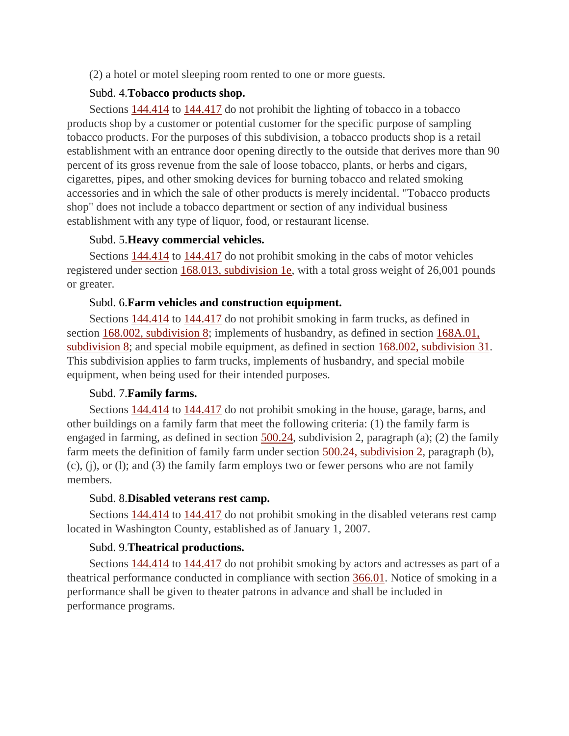(2) a hotel or motel sleeping room rented to one or more guests.

Subd. 4. **Tobacco products shop.**

Sections 144.414 to 144.417 do not prohibit the lighting of tobacco in a tobacco products shop by a customer or potential customer for the specific purpose of sampling tobacco products. For the purposes of this subdivision, a tobacco products shop is a retail establishment with an entrance door opening directly to the outside that derives more than 90 percent of its gross revenue from the sale of loose tobacco, plants, or herbs and cigars, cigarettes, pipes, and other smoking devices for burning tobacco and related smoking accessories and in which the sale of other products is merely incidental. "Tobacco products shop" does not include a tobacco department or section of any individual business establishment with any type of liquor, food, or restaurant license.

Subd. 5. **Heavy commercial vehicles.**

Sections 144.414 to 144.417 do not prohibit smoking in the cabs of motor vehicles registered under section 168.013, subdivision 1e, with a total gross weight of 26,001 pounds or greater.

Subd. 6. **Farm vehicles and construction equipment.**

Sections 144.414 to 144.417 do not prohibit smoking in farm trucks, as defined in section 168.002, subdivision 8; implements of husbandry, as defined in section 168A.01, subdivision 8; and special mobile equipment, as defined in section 168.002, subdivision 31. This subdivision applies to farm trucks, implements of husbandry, and special mobile equipment, when being used for their intended purposes.

Subd. 7. **Family farms.**

Sections 144.414 to 144.417 do not prohibit smoking in the house, garage, barns, and other buildings on a family farm that meet the following criteria: (1) the family farm is engaged in farming, as defined in section 500.24, subdivision 2, paragraph (a); (2) the family farm meets the definition of family farm under section 500.24, subdivision 2, paragraph (b), (c), (j), or (l); and (3) the family farm employs two or fewer persons who are not family members.

Subd. 8. **Disabled veterans rest camp.**

Sections 144.414 to 144.417 do not prohibit smoking in the disabled veterans rest camp located in Washington County, established as of January 1, 2007.

Subd. 9. **Theatrical productions.**

Sections 144.414 to 144.417 do not prohibit smoking by actors and actresses as part of a theatrical performance conducted in compliance with section 366.01. Notice of smoking in a performance shall be given to theater patrons in advance and shall be included in performance programs.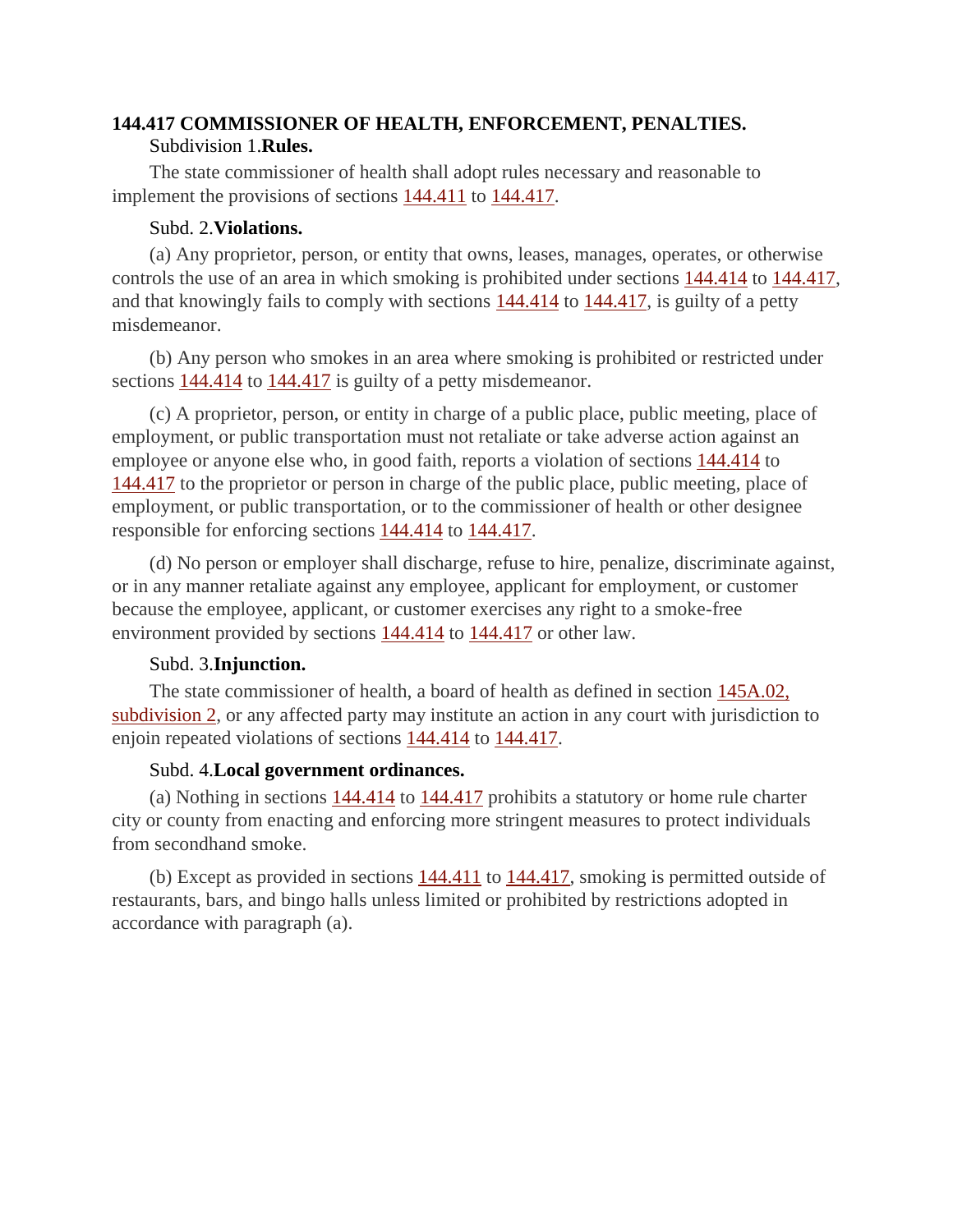## 144.417 COMMISSIONER OF HEALTH, ENFORCEMENT, PENALTIES.

Subdivision 1.**Rules.**

The state commissioner of health shall adopt rules necessary and reasonable to implement the provisions of sections 144.411 to 144.417.

Subd. 2.**Violations.**

(a) Any proprietor, person, or entity that owns, leases, manages, operates, or otherwise controls the use of an area in which smoking is prohibited under sections 144.414 to 144.417, and that knowingly fails to comply with sections 144.414 to 144.417, is guilty of a petty misdemeanor.

(b) Any person who smokes in an area where smoking is prohibited or restricted under sections 144.414 to 144.417 is guilty of a petty misdemeanor.

(c) A proprietor, person, or entity in charge of a public place, public meeting, place of employment, or public transportation must not retaliate or take adverse action against an employee or anyone else who, in good faith, reports a violation of sections 144.414 to 144.417 to the proprietor or person in charge of the public place, public meeting, place of employment, or public transportation, or to the commissioner of health or other designee responsible for enforcing sections 144.414 to 144.417.

(d) No person or employer shall discharge, refuse to hire, penalize, discriminate against, or in any manner retaliate against any employee, applicant for employment, or customer because the employee, applicant, or customer exercises any right to a smoke-free environment provided by sections 144.414 to 144.417 or other law.

Subd. 3.**Injunction.**

The state commissioner of health, a board of health as defined in section 145A.02, subdivision 2, or any affected party may institute an action in any court with jurisdiction to enjoin repeated violations of sections 144.414 to 144.417.

Subd. 4.**Local government ordinances.**

(a) Nothing in sections 144.414 to 144.417 prohibits a statutory or home rule charter city or county from enacting and enforcing more stringent measures to protect individuals from secondhand smoke.

(b) Except as provided in sections 144.411 to 144.417, smoking is permitted outside of restaurants, bars, and bingo halls unless limited or prohibited by restrictions adopted in accordance with paragraph (a).